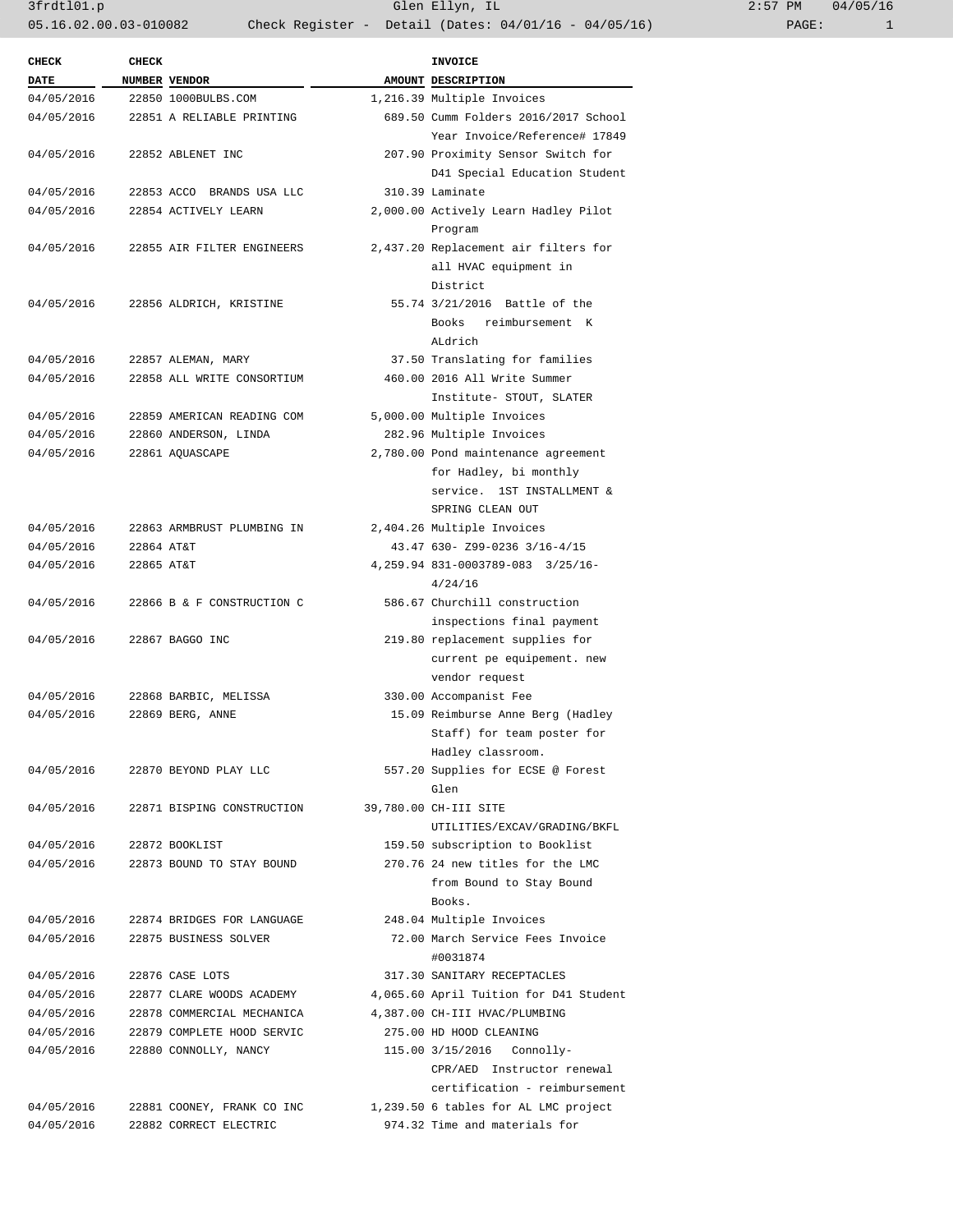| CHECK DATE | CHECK NUMBER | VENDOR | AMOUNT | INVOICE DESCRIPTION |
|---|---|---|---|---|
| 04/05/2016 | 22850 | 1000BULBS.COM | 1,216.39 | Multiple Invoices |
| 04/05/2016 | 22851 | A RELIABLE PRINTING | 689.50 | Cumm Folders 2016/2017 School Year Invoice/Reference# 17849 |
| 04/05/2016 | 22852 | ABLENET INC | 207.90 | Proximity Sensor Switch for D41 Special Education Student |
| 04/05/2016 | 22853 | ACCO BRANDS USA LLC | 310.39 | Laminate |
| 04/05/2016 | 22854 | ACTIVELY LEARN | 2,000.00 | Actively Learn Hadley Pilot Program |
| 04/05/2016 | 22855 | AIR FILTER ENGINEERS | 2,437.20 | Replacement air filters for all HVAC equipment in District |
| 04/05/2016 | 22856 | ALDRICH, KRISTINE | 55.74 | 3/21/2016 Battle of the Books reimbursement K ALdrich |
| 04/05/2016 | 22857 | ALEMAN, MARY | 37.50 | Translating for families |
| 04/05/2016 | 22858 | ALL WRITE CONSORTIUM | 460.00 | 2016 All Write Summer Institute- STOUT, SLATER |
| 04/05/2016 | 22859 | AMERICAN READING COM | 5,000.00 | Multiple Invoices |
| 04/05/2016 | 22860 | ANDERSON, LINDA | 282.96 | Multiple Invoices |
| 04/05/2016 | 22861 | AQUASCAPE | 2,780.00 | Pond maintenance agreement for Hadley, bi monthly service. 1ST INSTALLMENT & SPRING CLEAN OUT |
| 04/05/2016 | 22863 | ARMBRUST PLUMBING IN | 2,404.26 | Multiple Invoices |
| 04/05/2016 | 22864 | AT&T | 43.47 | 630- Z99-0236 3/16-4/15 |
| 04/05/2016 | 22865 | AT&T | 4,259.94 | 831-0003789-083 3/25/16-4/24/16 |
| 04/05/2016 | 22866 | B & F CONSTRUCTION C | 586.67 | Churchill construction inspections final payment |
| 04/05/2016 | 22867 | BAGGO INC | 219.80 | replacement supplies for current pe equipement. new vendor request |
| 04/05/2016 | 22868 | BARBIC, MELISSA | 330.00 | Accompanist Fee |
| 04/05/2016 | 22869 | BERG, ANNE | 15.09 | Reimburse Anne Berg (Hadley Staff) for team poster for Hadley classroom. |
| 04/05/2016 | 22870 | BEYOND PLAY LLC | 557.20 | Supplies for ECSE @ Forest Glen |
| 04/05/2016 | 22871 | BISPING CONSTRUCTION | 39,780.00 | CH-III SITE UTILITIES/EXCAV/GRADING/BKFL |
| 04/05/2016 | 22872 | BOOKLIST | 159.50 | subscription to Booklist |
| 04/05/2016 | 22873 | BOUND TO STAY BOUND | 270.76 | 24 new titles for the LMC from Bound to Stay Bound Books. |
| 04/05/2016 | 22874 | BRIDGES FOR LANGUAGE | 248.04 | Multiple Invoices |
| 04/05/2016 | 22875 | BUSINESS SOLVER | 72.00 | March Service Fees Invoice #0031874 |
| 04/05/2016 | 22876 | CASE LOTS | 317.30 | SANITARY RECEPTACLES |
| 04/05/2016 | 22877 | CLARE WOODS ACADEMY | 4,065.60 | April Tuition for D41 Student |
| 04/05/2016 | 22878 | COMMERCIAL MECHANICA | 4,387.00 | CH-III HVAC/PLUMBING |
| 04/05/2016 | 22879 | COMPLETE HOOD SERVIC | 275.00 | HD HOOD CLEANING |
| 04/05/2016 | 22880 | CONNOLLY, NANCY | 115.00 | 3/15/2016 Connolly- CPR/AED Instructor renewal certification - reimbursement |
| 04/05/2016 | 22881 | COONEY, FRANK CO INC | 1,239.50 | 6 tables for AL LMC project |
| 04/05/2016 | 22882 | CORRECT ELECTRIC | 974.32 | Time and materials for |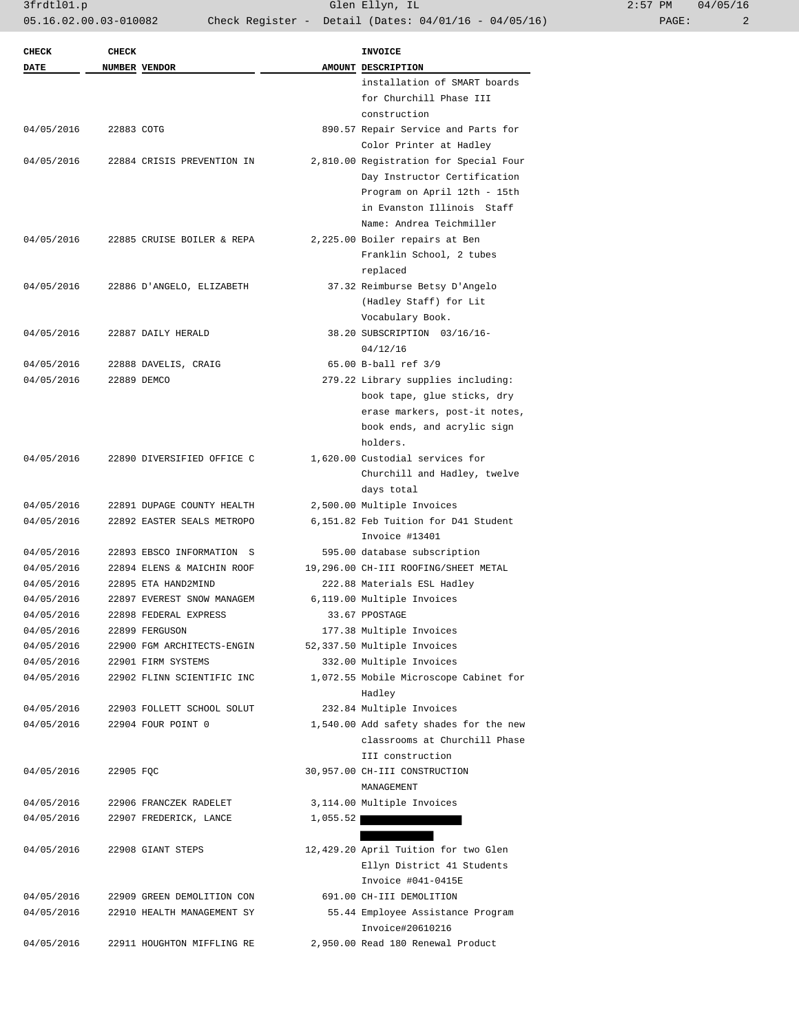| CHECK DATE | CHECK NUMBER | VENDOR | AMOUNT | INVOICE DESCRIPTION |
|---|---|---|---|---|
| | | | | installation of SMART boards for Churchill Phase III construction |
| 04/05/2016 | 22883 | COTG | 890.57 | Repair Service and Parts for Color Printer at Hadley |
| 04/05/2016 | 22884 | CRISIS PREVENTION IN | 2,810.00 | Registration for Special Four Day Instructor Certification Program on April 12th - 15th in Evanston Illinois Staff Name: Andrea Teichmiller |
| 04/05/2016 | 22885 | CRUISE BOILER & REPA | 2,225.00 | Boiler repairs at Ben Franklin School, 2 tubes replaced |
| 04/05/2016 | 22886 | D'ANGELO, ELIZABETH | 37.32 | Reimburse Betsy D'Angelo (Hadley Staff) for Lit Vocabulary Book. |
| 04/05/2016 | 22887 | DAILY HERALD | 38.20 | SUBSCRIPTION 03/16/16-04/12/16 |
| 04/05/2016 | 22888 | DAVELIS, CRAIG | 65.00 | B-ball ref 3/9 |
| 04/05/2016 | 22889 | DEMCO | 279.22 | Library supplies including: book tape, glue sticks, dry erase markers, post-it notes, book ends, and acrylic sign holders. |
| 04/05/2016 | 22890 | DIVERSIFIED OFFICE C | 1,620.00 | Custodial services for Churchill and Hadley, twelve days total |
| 04/05/2016 | 22891 | DUPAGE COUNTY HEALTH | 2,500.00 | Multiple Invoices |
| 04/05/2016 | 22892 | EASTER SEALS METROPO | 6,151.82 | Feb Tuition for D41 Student Invoice #13401 |
| 04/05/2016 | 22893 | EBSCO INFORMATION S | 595.00 | database subscription |
| 04/05/2016 | 22894 | ELENS & MAICHIN ROOF | 19,296.00 | CH-III ROOFING/SHEET METAL |
| 04/05/2016 | 22895 | ETA HAND2MIND | 222.88 | Materials ESL Hadley |
| 04/05/2016 | 22897 | EVEREST SNOW MANAGEM | 6,119.00 | Multiple Invoices |
| 04/05/2016 | 22898 | FEDERAL EXPRESS | 33.67 | PPOSTAGE |
| 04/05/2016 | 22899 | FERGUSON | 177.38 | Multiple Invoices |
| 04/05/2016 | 22900 | FGM ARCHITECTS-ENGIN | 52,337.50 | Multiple Invoices |
| 04/05/2016 | 22901 | FIRM SYSTEMS | 332.00 | Multiple Invoices |
| 04/05/2016 | 22902 | FLINN SCIENTIFIC INC | 1,072.55 | Mobile Microscope Cabinet for Hadley |
| 04/05/2016 | 22903 | FOLLETT SCHOOL SOLUT | 232.84 | Multiple Invoices |
| 04/05/2016 | 22904 | FOUR POINT 0 | 1,540.00 | Add safety shades for the new classrooms at Churchill Phase III construction |
| 04/05/2016 | 22905 | FQC | 30,957.00 | CH-III CONSTRUCTION MANAGEMENT |
| 04/05/2016 | 22906 | FRANCZEK RADELET | 3,114.00 | Multiple Invoices |
| 04/05/2016 | 22907 | FREDERICK, LANCE | 1,055.52 | [REDACTED] |
| 04/05/2016 | 22908 | GIANT STEPS | 12,429.20 | April Tuition for two Glen Ellyn District 41 Students Invoice #041-0415E |
| 04/05/2016 | 22909 | GREEN DEMOLITION CON | 691.00 | CH-III DEMOLITION |
| 04/05/2016 | 22910 | HEALTH MANAGEMENT SY | 55.44 | Employee Assistance Program Invoice#20610216 |
| 04/05/2016 | 22911 | HOUGHTON MIFFLING RE | 2,950.00 | Read 180 Renewal Product |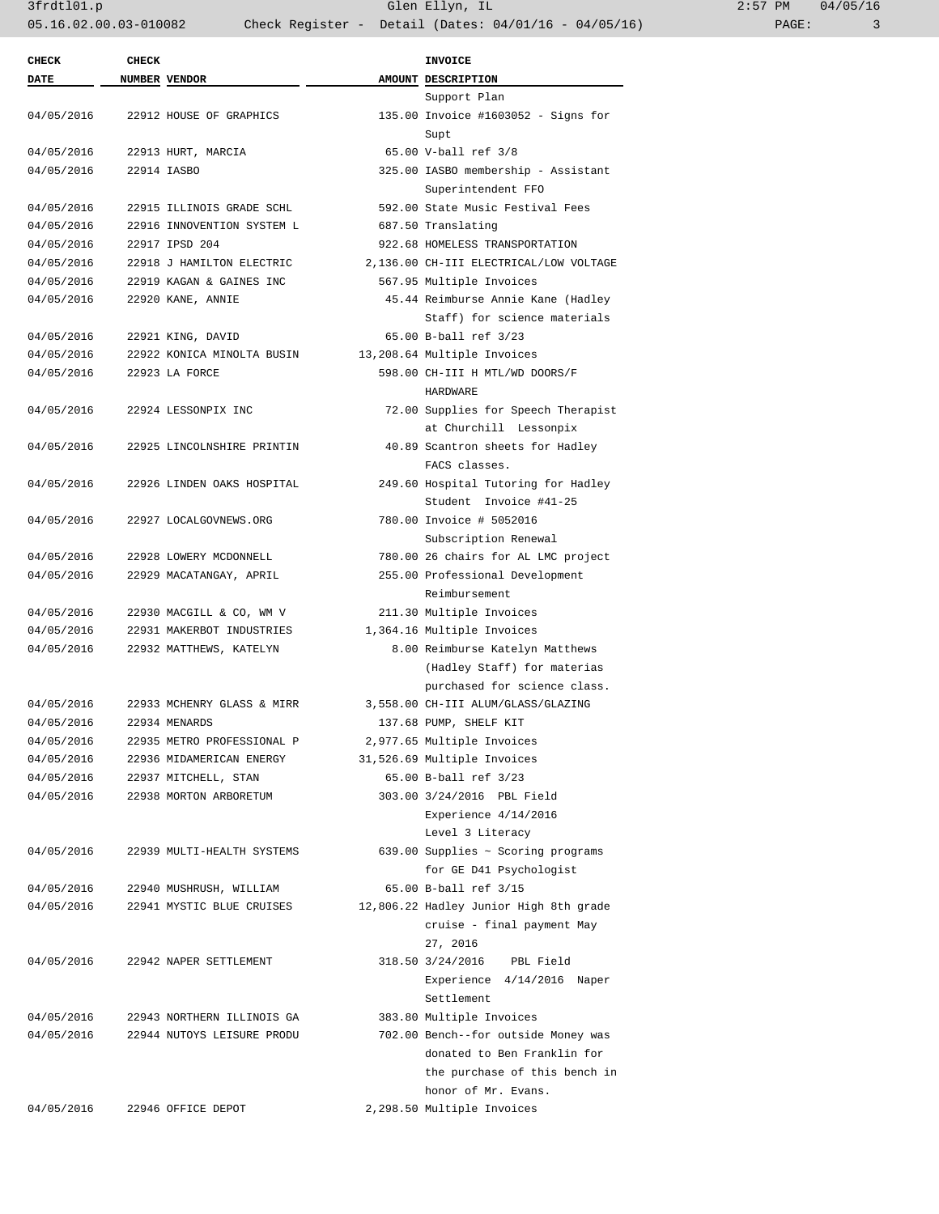| CHECK DATE | CHECK NUMBER | VENDOR | AMOUNT | INVOICE DESCRIPTION |
|---|---|---|---|---|
| | | | | Support Plan |
| 04/05/2016 | 22912 | HOUSE OF GRAPHICS | 135.00 | Invoice #1603052 - Signs for Supt |
| 04/05/2016 | 22913 | HURT, MARCIA | 65.00 | V-ball ref 3/8 |
| 04/05/2016 | 22914 | IASBO | 325.00 | IASBO membership - Assistant Superintendent FFO |
| 04/05/2016 | 22915 | ILLINOIS GRADE SCHL | 592.00 | State Music Festival Fees |
| 04/05/2016 | 22916 | INNOVENTION SYSTEM L | 687.50 | Translating |
| 04/05/2016 | 22917 | IPSD 204 | 922.68 | HOMELESS TRANSPORTATION |
| 04/05/2016 | 22918 | J HAMILTON ELECTRIC | 2,136.00 | CH-III ELECTRICAL/LOW VOLTAGE |
| 04/05/2016 | 22919 | KAGAN & GAINES INC | 567.95 | Multiple Invoices |
| 04/05/2016 | 22920 | KANE, ANNIE | 45.44 | Reimburse Annie Kane (Hadley Staff) for science materials |
| 04/05/2016 | 22921 | KING, DAVID | 65.00 | B-ball ref 3/23 |
| 04/05/2016 | 22922 | KONICA MINOLTA BUSIN | 13,208.64 | Multiple Invoices |
| 04/05/2016 | 22923 | LA FORCE | 598.00 | CH-III H MTL/WD DOORS/F HARDWARE |
| 04/05/2016 | 22924 | LESSONPIX INC | 72.00 | Supplies for Speech Therapist at Churchill Lessonpix |
| 04/05/2016 | 22925 | LINCOLNSHIRE PRINTIN | 40.89 | Scantron sheets for Hadley FACS classes. |
| 04/05/2016 | 22926 | LINDEN OAKS HOSPITAL | 249.60 | Hospital Tutoring for Hadley Student Invoice #41-25 |
| 04/05/2016 | 22927 | LOCALGOVNEWS.ORG | 780.00 | Invoice # 5052016 Subscription Renewal |
| 04/05/2016 | 22928 | LOWERY MCDONNELL | 780.00 | 26 chairs for AL LMC project |
| 04/05/2016 | 22929 | MACATANGAY, APRIL | 255.00 | Professional Development Reimbursement |
| 04/05/2016 | 22930 | MACGILL & CO, WM V | 211.30 | Multiple Invoices |
| 04/05/2016 | 22931 | MAKERBOT INDUSTRIES | 1,364.16 | Multiple Invoices |
| 04/05/2016 | 22932 | MATTHEWS, KATELYN | 8.00 | Reimburse Katelyn Matthews (Hadley Staff) for materias purchased for science class. |
| 04/05/2016 | 22933 | MCHENRY GLASS & MIRR | 3,558.00 | CH-III ALUM/GLASS/GLAZING |
| 04/05/2016 | 22934 | MENARDS | 137.68 | PUMP, SHELF KIT |
| 04/05/2016 | 22935 | METRO PROFESSIONAL P | 2,977.65 | Multiple Invoices |
| 04/05/2016 | 22936 | MIDAMERICAN ENERGY | 31,526.69 | Multiple Invoices |
| 04/05/2016 | 22937 | MITCHELL, STAN | 65.00 | B-ball ref 3/23 |
| 04/05/2016 | 22938 | MORTON ARBORETUM | 303.00 | 3/24/2016 PBL Field Experience 4/14/2016 Level 3 Literacy |
| 04/05/2016 | 22939 | MULTI-HEALTH SYSTEMS | 639.00 | Supplies ~ Scoring programs for GE D41 Psychologist |
| 04/05/2016 | 22940 | MUSHRUSH, WILLIAM | 65.00 | B-ball ref 3/15 |
| 04/05/2016 | 22941 | MYSTIC BLUE CRUISES | 12,806.22 | Hadley Junior High 8th grade cruise - final payment May 27, 2016 |
| 04/05/2016 | 22942 | NAPER SETTLEMENT | 318.50 | 3/24/2016 PBL Field Experience 4/14/2016 Naper Settlement |
| 04/05/2016 | 22943 | NORTHERN ILLINOIS GA | 383.80 | Multiple Invoices |
| 04/05/2016 | 22944 | NUTOYS LEISURE PRODU | 702.00 | Bench--for outside Money was donated to Ben Franklin for the purchase of this bench in honor of Mr. Evans. |
| 04/05/2016 | 22946 | OFFICE DEPOT | 2,298.50 | Multiple Invoices |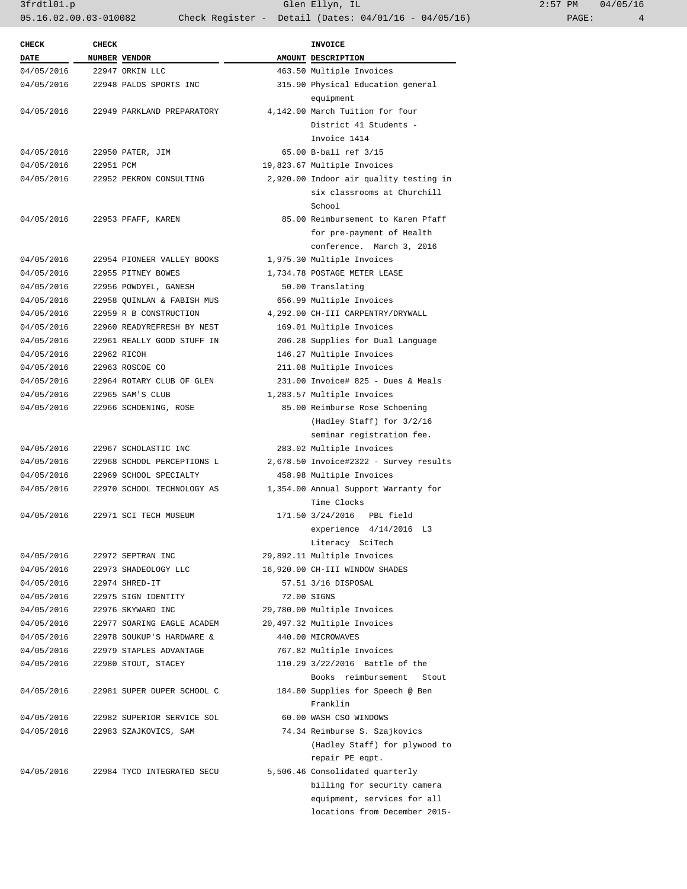| CHECK DATE | CHECK NUMBER | VENDOR | AMOUNT | INVOICE DESCRIPTION |
|---|---|---|---|---|
| 04/05/2016 | 22947 | ORKIN LLC | 463.50 | Multiple Invoices |
| 04/05/2016 | 22948 | PALOS SPORTS INC | 315.90 | Physical Education general equipment |
| 04/05/2016 | 22949 | PARKLAND PREPARATORY | 4,142.00 | March Tuition for four District 41 Students - Invoice 1414 |
| 04/05/2016 | 22950 | PATER, JIM | 65.00 | B-ball ref 3/15 |
| 04/05/2016 | 22951 | PCM | 19,823.67 | Multiple Invoices |
| 04/05/2016 | 22952 | PEKRON CONSULTING | 2,920.00 | Indoor air quality testing in six classrooms at Churchill School |
| 04/05/2016 | 22953 | PFAFF, KAREN | 85.00 | Reimbursement to Karen Pfaff for pre-payment of Health conference. March 3, 2016 |
| 04/05/2016 | 22954 | PIONEER VALLEY BOOKS | 1,975.30 | Multiple Invoices |
| 04/05/2016 | 22955 | PITNEY BOWES | 1,734.78 | POSTAGE METER LEASE |
| 04/05/2016 | 22956 | POWDYEL, GANESH | 50.00 | Translating |
| 04/05/2016 | 22958 | QUINLAN & FABISH MUS | 656.99 | Multiple Invoices |
| 04/05/2016 | 22959 | R B CONSTRUCTION | 4,292.00 | CH-III CARPENTRY/DRYWALL |
| 04/05/2016 | 22960 | READYREFRESH BY NEST | 169.01 | Multiple Invoices |
| 04/05/2016 | 22961 | REALLY GOOD STUFF IN | 206.28 | Supplies for Dual Language |
| 04/05/2016 | 22962 | RICOH | 146.27 | Multiple Invoices |
| 04/05/2016 | 22963 | ROSCOE CO | 211.08 | Multiple Invoices |
| 04/05/2016 | 22964 | ROTARY CLUB OF GLEN | 231.00 | Invoice# 825 - Dues & Meals |
| 04/05/2016 | 22965 | SAM'S CLUB | 1,283.57 | Multiple Invoices |
| 04/05/2016 | 22966 | SCHOENING, ROSE | 85.00 | Reimburse Rose Schoening (Hadley Staff) for 3/2/16 seminar registration fee. |
| 04/05/2016 | 22967 | SCHOLASTIC INC | 283.02 | Multiple Invoices |
| 04/05/2016 | 22968 | SCHOOL PERCEPTIONS L | 2,678.50 | Invoice#2322 - Survey results |
| 04/05/2016 | 22969 | SCHOOL SPECIALTY | 458.98 | Multiple Invoices |
| 04/05/2016 | 22970 | SCHOOL TECHNOLOGY AS | 1,354.00 | Annual Support Warranty for Time Clocks |
| 04/05/2016 | 22971 | SCI TECH MUSEUM | 171.50 | 3/24/2016 PBL field experience 4/14/2016 L3 Literacy SciTech |
| 04/05/2016 | 22972 | SEPTRAN INC | 29,892.11 | Multiple Invoices |
| 04/05/2016 | 22973 | SHADEOLOGY LLC | 16,920.00 | CH-III WINDOW SHADES |
| 04/05/2016 | 22974 | SHRED-IT | 57.51 | 3/16 DISPOSAL |
| 04/05/2016 | 22975 | SIGN IDENTITY | 72.00 | SIGNS |
| 04/05/2016 | 22976 | SKYWARD INC | 29,780.00 | Multiple Invoices |
| 04/05/2016 | 22977 | SOARING EAGLE ACADEM | 20,497.32 | Multiple Invoices |
| 04/05/2016 | 22978 | SOUKUP'S HARDWARE & | 440.00 | MICROWAVES |
| 04/05/2016 | 22979 | STAPLES ADVANTAGE | 767.82 | Multiple Invoices |
| 04/05/2016 | 22980 | STOUT, STACEY | 110.29 | 3/22/2016 Battle of the Books reimbursement Stout |
| 04/05/2016 | 22981 | SUPER DUPER SCHOOL C | 184.80 | Supplies for Speech @ Ben Franklin |
| 04/05/2016 | 22982 | SUPERIOR SERVICE SOL | 60.00 | WASH CSO WINDOWS |
| 04/05/2016 | 22983 | SZAJKOVICS, SAM | 74.34 | Reimburse S. Szajkovics (Hadley Staff) for plywood to repair PE eqpt. |
| 04/05/2016 | 22984 | TYCO INTEGRATED SECU | 5,506.46 | Consolidated quarterly billing for security camera equipment, services for all locations from December 2015- |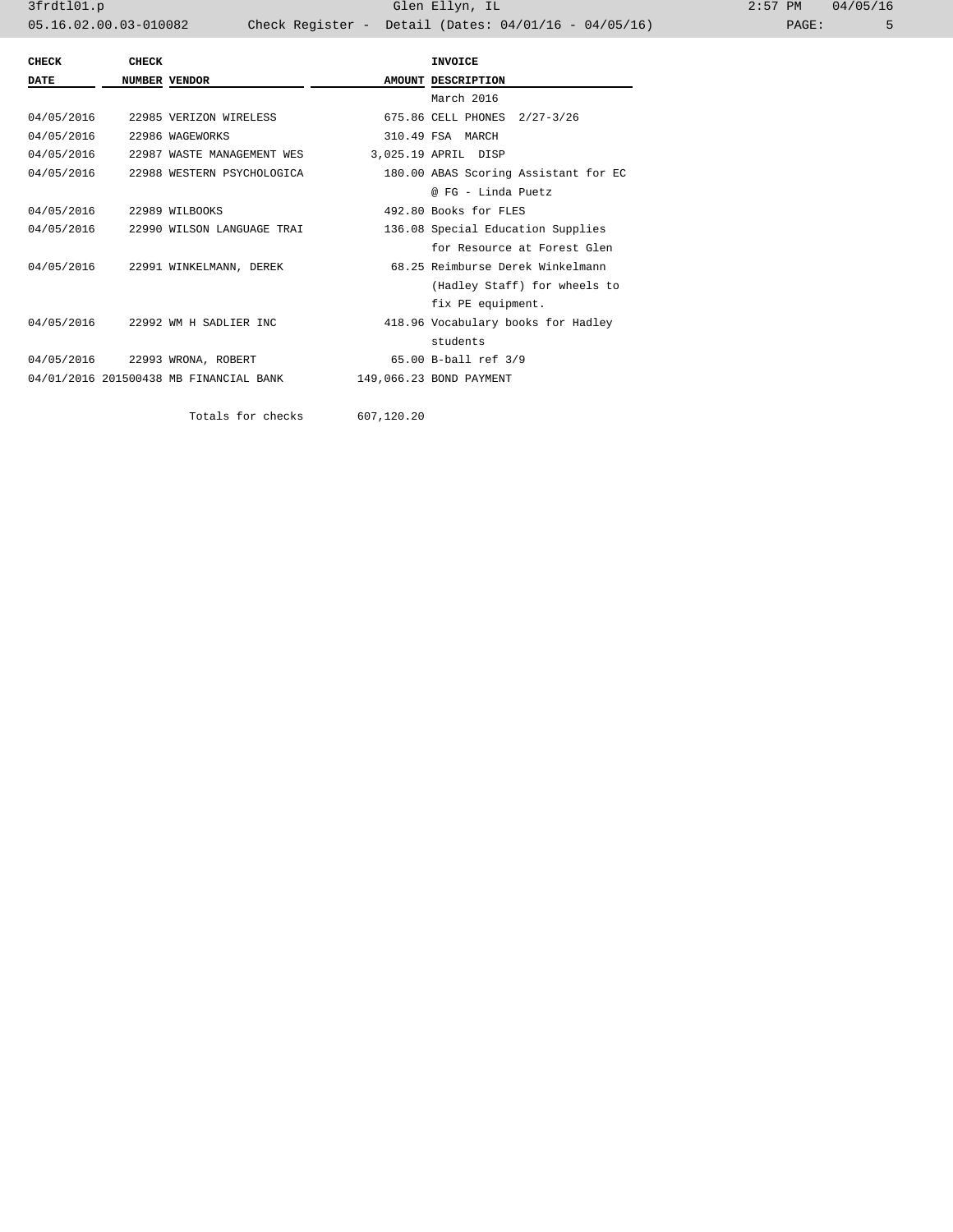| CHECK DATE | CHECK NUMBER | VENDOR | AMOUNT | INVOICE DESCRIPTION |
|---|---|---|---|---|
| | | | | March 2016 |
| 04/05/2016 | 22985 | VERIZON WIRELESS | 675.86 | CELL PHONES 2/27-3/26 |
| 04/05/2016 | 22986 | WAGEWORKS | 310.49 | FSA MARCH |
| 04/05/2016 | 22987 | WASTE MANAGEMENT WES | 3,025.19 | APRIL DISP |
| 04/05/2016 | 22988 | WESTERN PSYCHOLOGICA | 180.00 | ABAS Scoring Assistant for EC @ FG - Linda Puetz |
| 04/05/2016 | 22989 | WILBOOKS | 492.80 | Books for FLES |
| 04/05/2016 | 22990 | WILSON LANGUAGE TRAI | 136.08 | Special Education Supplies for Resource at Forest Glen |
| 04/05/2016 | 22991 | WINKELMANN, DEREK | 68.25 | Reimburse Derek Winkelmann (Hadley Staff) for wheels to fix PE equipment. |
| 04/05/2016 | 22992 | WM H SADLIER INC | 418.96 | Vocabulary books for Hadley students |
| 04/05/2016 | 22993 | WRONA, ROBERT | 65.00 | B-ball ref 3/9 |
| 04/01/2016 | 201500438 | MB FINANCIAL BANK | 149,066.23 | BOND PAYMENT |
| | | Totals for checks | 607,120.20 | |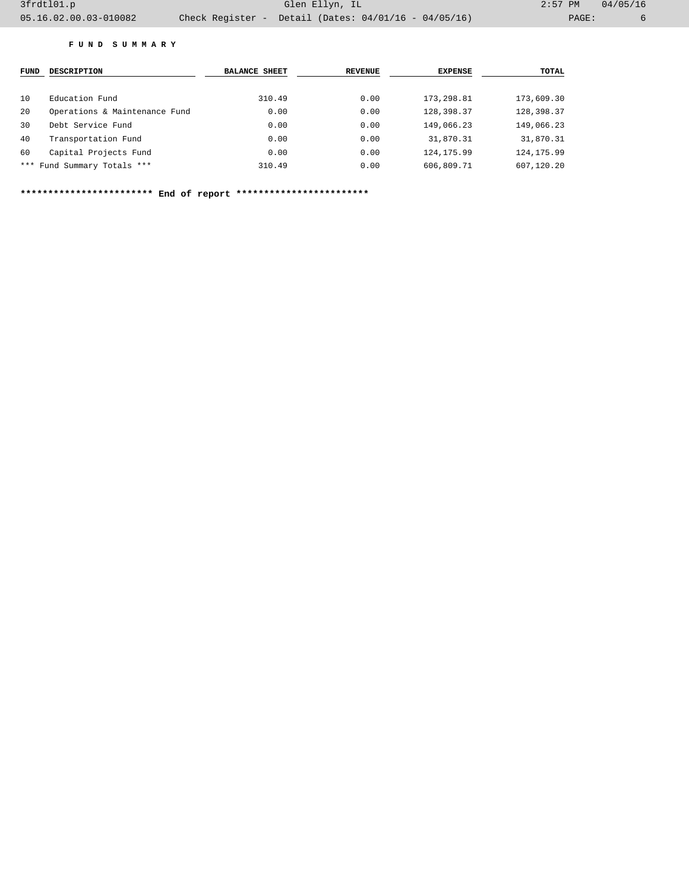**F U N D  S U M M A R Y**

| FUND | DESCRIPTION | BALANCE SHEET | REVENUE | EXPENSE | TOTAL |
|---|---|---|---|---|---|
| 10 | Education Fund | 310.49 | 0.00 | 173,298.81 | 173,609.30 |
| 20 | Operations & Maintenance Fund | 0.00 | 0.00 | 128,398.37 | 128,398.37 |
| 30 | Debt Service Fund | 0.00 | 0.00 | 149,066.23 | 149,066.23 |
| 40 | Transportation Fund | 0.00 | 0.00 | 31,870.31 | 31,870.31 |
| 60 | Capital Projects Fund | 0.00 | 0.00 | 124,175.99 | 124,175.99 |
| *** Fund Summary Totals *** | | 310.49 | 0.00 | 606,809.71 | 607,120.20 |

**************************** End of report ****************************